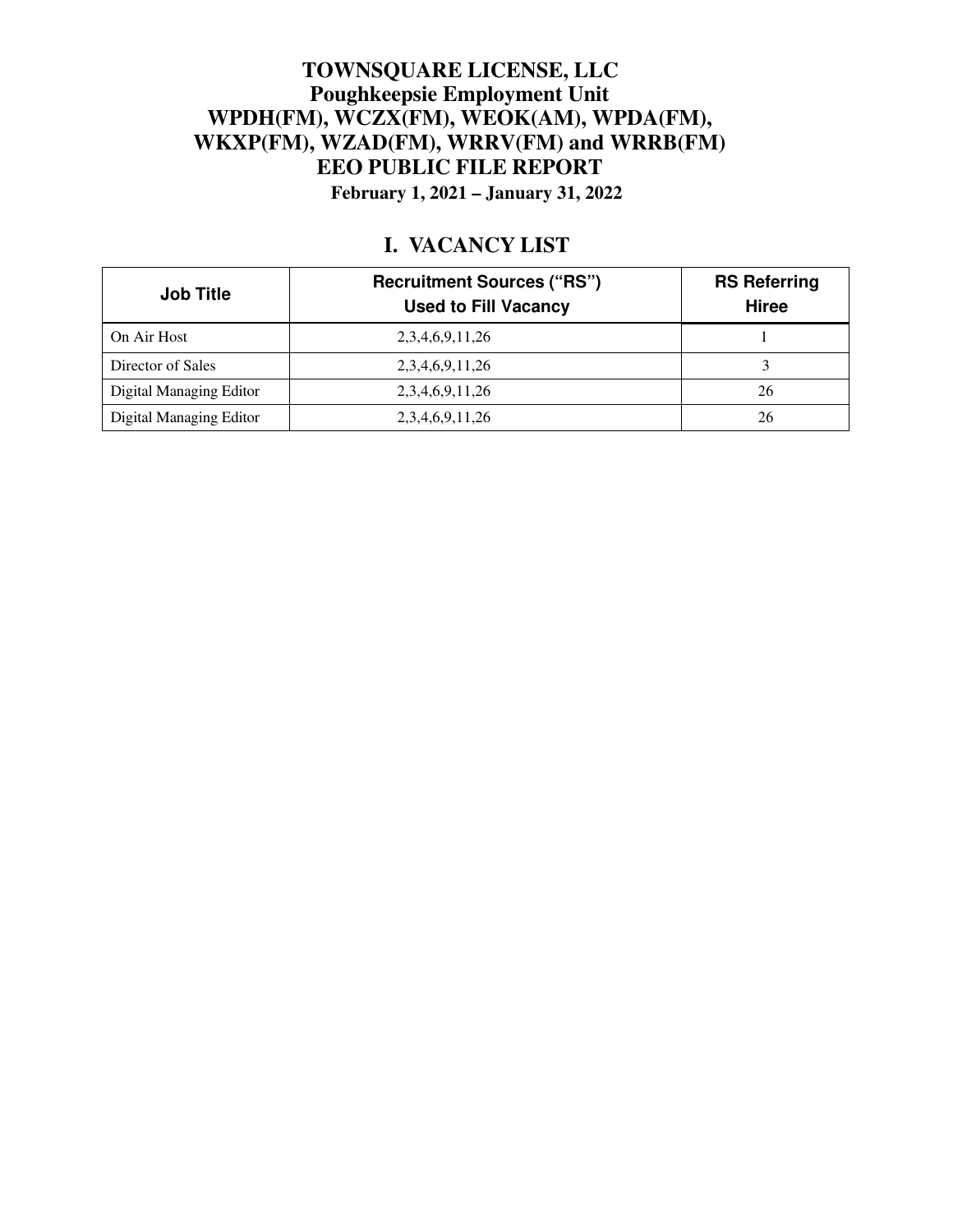# TOWNSQUARE LICENSE, LLC
## Poughkeepsie Employment Unit
## WPDH(FM), WCZX(FM), WEOK(AM), WPDA(FM), WKXP(FM), WZAD(FM), WRRV(FM) and WRRB(FM)
## EEO PUBLIC FILE REPORT

**February 1, 2021 – January 31, 2022**

## I. VACANCY LIST

| Job Title | Recruitment Sources ("RS") Used to Fill Vacancy | RS Referring Hiree |
|---|---|---|
| On Air Host | 2,3,4,6,9,11,26 | 1 |
| Director of Sales | 2,3,4,6,9,11,26 | 3 |
| Digital Managing Editor | 2,3,4,6,9,11,26 | 26 |
| Digital Managing Editor | 2,3,4,6,9,11,26 | 26 |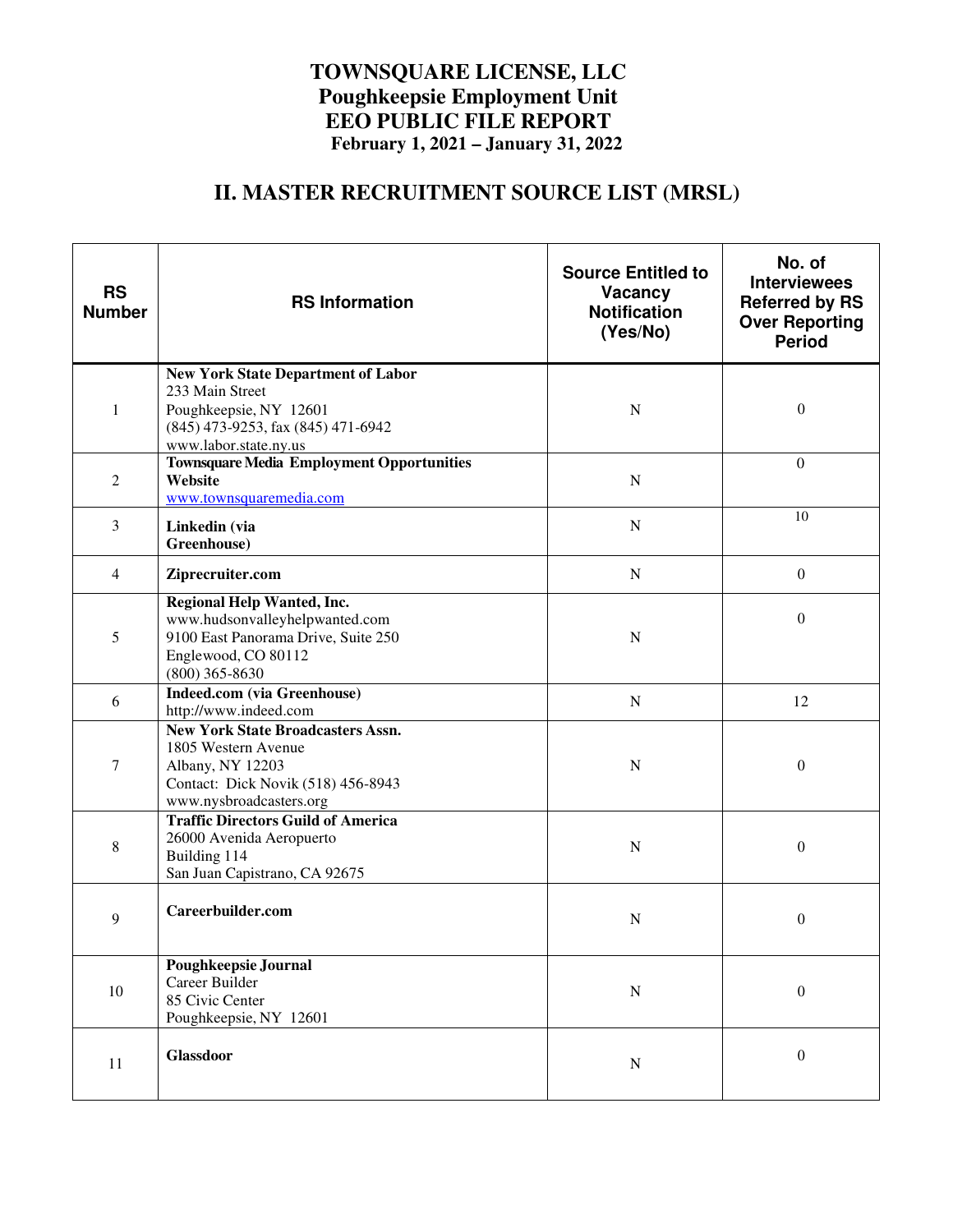# TOWNSQUARE LICENSE, LLC
# Poughkeepsie Employment Unit
# EEO PUBLIC FILE REPORT
### February 1, 2021 – January 31, 2022

## II. MASTER RECRUITMENT SOURCE LIST (MRSL)

| RS Number | RS Information | Source Entitled to Vacancy Notification (Yes/No) | No. of Interviewees Referred by RS Over Reporting Period |
|---|---|---|---|
| 1 | **New York State Department of Labor**<br>233 Main Street<br>Poughkeepsie, NY 12601<br>(845) 473-9253, fax (845) 471-6942<br>www.labor.state.ny.us | N | 0 |
| 2 | **Townsquare Media Employment Opportunities Website**<br>www.townsquaremedia.com | N | 0 |
| 3 | **Linkedin (via Greenhouse)** | N | 10 |
| 4 | **Ziprecruiter.com** | N | 0 |
| 5 | **Regional Help Wanted, Inc.**<br>www.hudsonvalleyhelpwanted.com<br>9100 East Panorama Drive, Suite 250<br>Englewood, CO 80112<br>(800) 365-8630 | N | 0 |
| 6 | **Indeed.com (via Greenhouse)**<br>http://www.indeed.com | N | 12 |
| 7 | **New York State Broadcasters Assn.**<br>1805 Western Avenue<br>Albany, NY 12203<br>Contact: Dick Novik (518) 456-8943<br>www.nysbroadcasters.org | N | 0 |
| 8 | **Traffic Directors Guild of America**<br>26000 Avenida Aeropuerto<br>Building 114<br>San Juan Capistrano, CA 92675 | N | 0 |
| 9 | **Careerbuilder.com** | N | 0 |
| 10 | **Poughkeepsie Journal**<br>Career Builder<br>85 Civic Center<br>Poughkeepsie, NY 12601 | N | 0 |
| 11 | **Glassdoor** | N | 0 |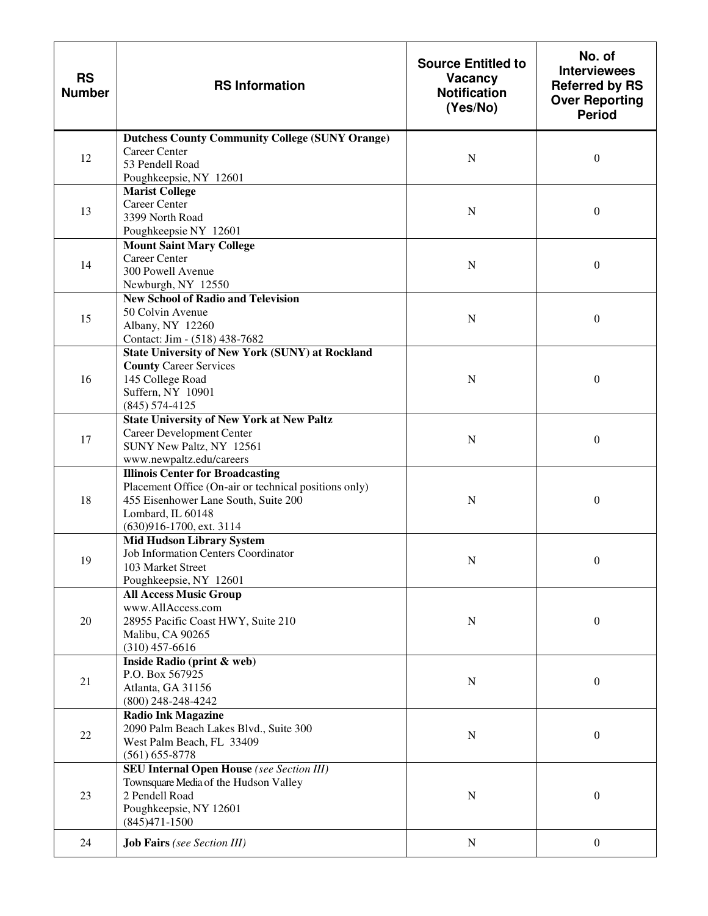| RS Number | RS Information | Source Entitled to Vacancy Notification (Yes/No) | No. of Interviewees Referred by RS Over Reporting Period |
|---|---|---|---|
| 12 | **Dutchess County Community College (SUNY Orange)**<br>Career Center<br>53 Pendell Road<br>Poughkeepsie, NY 12601 | N | 0 |
| 13 | **Marist College**<br>Career Center<br>3399 North Road<br>Poughkeepsie NY 12601 | N | 0 |
| 14 | **Mount Saint Mary College**<br>Career Center<br>300 Powell Avenue<br>Newburgh, NY 12550 | N | 0 |
| 15 | **New School of Radio and Television**<br>50 Colvin Avenue<br>Albany, NY 12260<br>Contact: Jim - (518) 438-7682 | N | 0 |
| 16 | **State University of New York (SUNY) at Rockland County** Career Services<br>145 College Road<br>Suffern, NY 10901<br>(845) 574-4125 | N | 0 |
| 17 | **State University of New York at New Paltz**<br>Career Development Center<br>SUNY New Paltz, NY 12561<br>www.newpaltz.edu/careers | N | 0 |
| 18 | **Illinois Center for Broadcasting**<br>Placement Office (On-air or technical positions only)<br>455 Eisenhower Lane South, Suite 200<br>Lombard, IL 60148<br>(630)916-1700, ext. 3114 | N | 0 |
| 19 | **Mid Hudson Library System**<br>Job Information Centers Coordinator<br>103 Market Street<br>Poughkeepsie, NY 12601 | N | 0 |
| 20 | **All Access Music Group**<br>www.AllAccess.com<br>28955 Pacific Coast HWY, Suite 210<br>Malibu, CA 90265<br>(310) 457-6616 | N | 0 |
| 21 | **Inside Radio (print & web)**<br>P.O. Box 567925<br>Atlanta, GA 31156<br>(800) 248-248-4242 | N | 0 |
| 22 | **Radio Ink Magazine**<br>2090 Palm Beach Lakes Blvd., Suite 300<br>West Palm Beach, FL 33409<br>(561) 655-8778 | N | 0 |
| 23 | **SEU Internal Open House** *(see Section III)*<br>Townsquare Media of the Hudson Valley<br>2 Pendell Road<br>Poughkeepsie, NY 12601<br>(845)471-1500 | N | 0 |
| 24 | **Job Fairs** *(see Section III)* | N | 0 |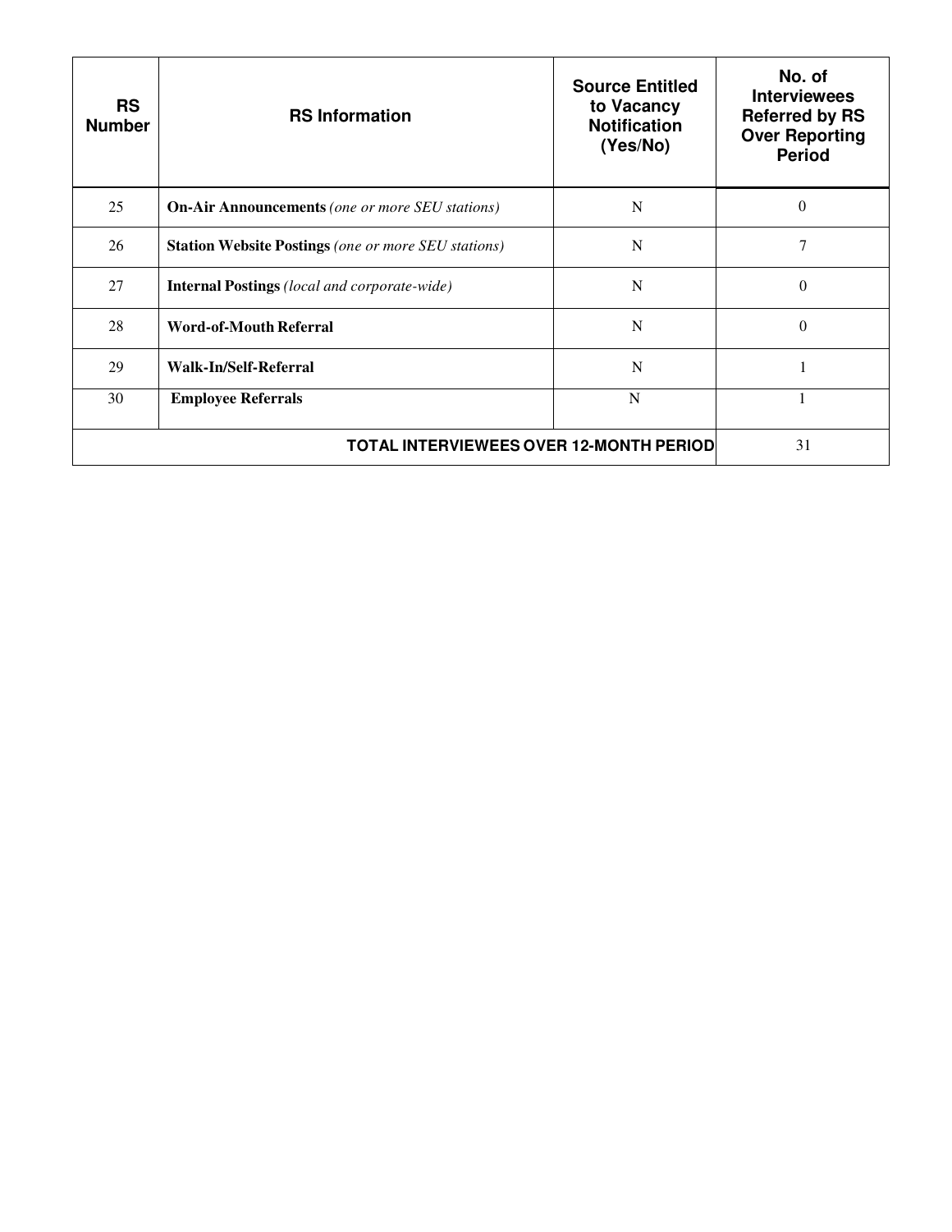| RS Number | RS Information | Source Entitled to Vacancy Notification (Yes/No) | No. of Interviewees Referred by RS Over Reporting Period |
|---|---|---|---|
| 25 | **On-Air Announcements** *(one or more SEU stations)* | N | 0 |
| 26 | **Station Website Postings** *(one or more SEU stations)* | N | 7 |
| 27 | **Internal Postings** *(local and corporate-wide)* | N | 0 |
| 28 | **Word-of-Mouth Referral** | N | 0 |
| 29 | **Walk-In/Self-Referral** | N | 1 |
| 30 | **Employee Referrals** | N | 1 |
| **TOTAL INTERVIEWEES OVER 12-MONTH PERIOD** | | | 31 |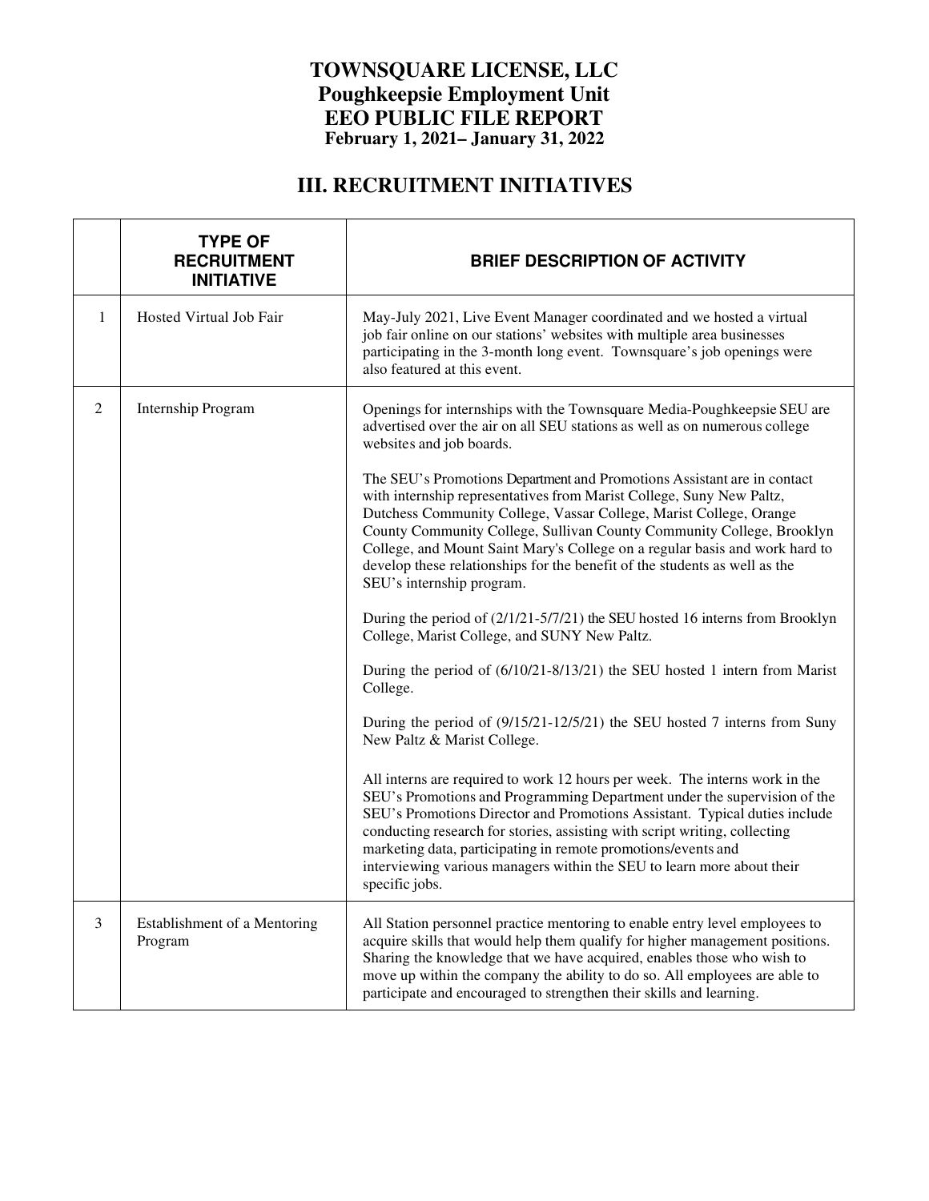# TOWNSQUARE LICENSE, LLC
# Poughkeepsie Employment Unit
# EEO PUBLIC FILE REPORT
### February 1, 2021– January 31, 2022

## III. RECRUITMENT INITIATIVES

| | TYPE OF RECRUITMENT INITIATIVE | BRIEF DESCRIPTION OF ACTIVITY |
|---|---|---|
| 1 | Hosted Virtual Job Fair | May-July 2021, Live Event Manager coordinated and we hosted a virtual job fair online on our stations' websites with multiple area businesses participating in the 3-month long event. Townsquare's job openings were also featured at this event. |
| 2 | Internship Program | Openings for internships with the Townsquare Media-Poughkeepsie SEU are advertised over the air on all SEU stations as well as on numerous college websites and job boards.<br><br>The SEU's Promotions Department and Promotions Assistant are in contact with internship representatives from Marist College, Suny New Paltz, Dutchess Community College, Vassar College, Marist College, Orange County Community College, Sullivan County Community College, Brooklyn College, and Mount Saint Mary's College on a regular basis and work hard to develop these relationships for the benefit of the students as well as the SEU's internship program.<br><br>During the period of (2/1/21-5/7/21) the SEU hosted 16 interns from Brooklyn College, Marist College, and SUNY New Paltz.<br><br>During the period of (6/10/21-8/13/21) the SEU hosted 1 intern from Marist College.<br><br>During the period of (9/15/21-12/5/21) the SEU hosted 7 interns from Suny New Paltz & Marist College.<br><br>All interns are required to work 12 hours per week. The interns work in the SEU's Promotions and Programming Department under the supervision of the SEU's Promotions Director and Promotions Assistant. Typical duties include conducting research for stories, assisting with script writing, collecting marketing data, participating in remote promotions/events and interviewing various managers within the SEU to learn more about their specific jobs. |
| 3 | Establishment of a Mentoring Program | All Station personnel practice mentoring to enable entry level employees to acquire skills that would help them qualify for higher management positions. Sharing the knowledge that we have acquired, enables those who wish to move up within the company the ability to do so. All employees are able to participate and encouraged to strengthen their skills and learning. |